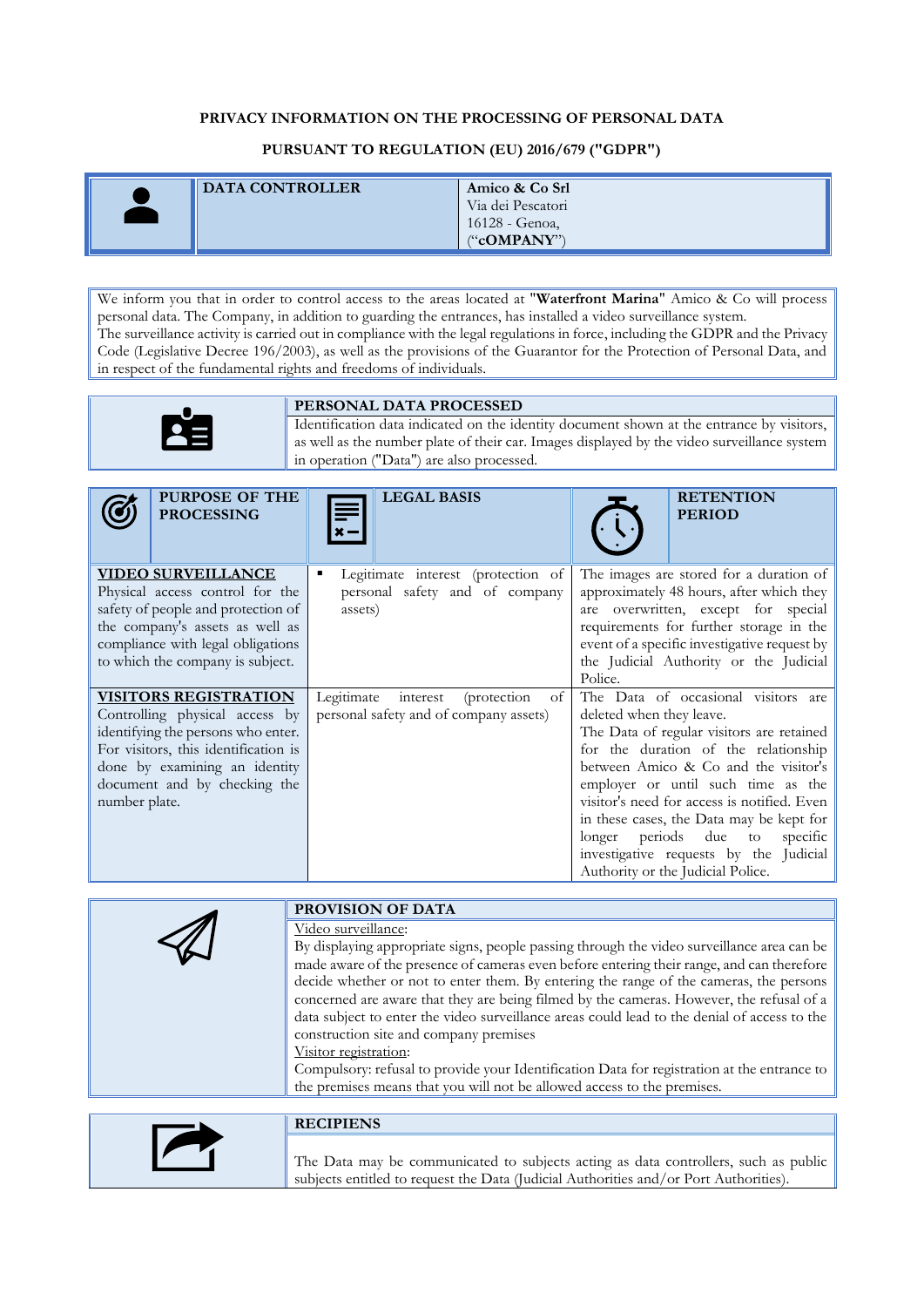**PRIVACY INFORMATION ON THE PROCESSING OF PERSONAL DATA**

**PURSUANT TO REGULATION (EU) 2016/679 ("GDPR")**

| | DATA CONTROLLER | **Amico & Co Srl**<br>Via dei Pescatori<br>16128 - Genoa,<br>("**cOMPANY**") |
|---|---|---|

We inform you that in order to control access to the areas located at **"Waterfront Marina"** Amico & Co will process personal data. The Company, in addition to guarding the entrances, has installed a video surveillance system.
The surveillance activity is carried out in compliance with the legal regulations in force, including the GDPR and the Privacy Code (Legislative Decree 196/2003), as well as the provisions of the Guarantor for the Protection of Personal Data, and in respect of the fundamental rights and freedoms of individuals.

**PERSONAL DATA PROCESSED**

Identification data indicated on the identity document shown at the entrance by visitors, as well as the number plate of their car. Images displayed by the video surveillance system in operation ("Data") are also processed.

| PURPOSE OF THE PROCESSING | LEGAL BASIS | RETENTION PERIOD |
|---|---|---|
| **VIDEO SURVEILLANCE**<br>Controlling physical access control for the safety of people and protection of the company's assets as well as compliance with legal obligations to which the company is subject. | ▪ Legitimate interest (protection of personal safety and of company assets) | The images are stored for a duration of approximately 48 hours, after which they are overwritten, except for special requirements for further storage in the event of a specific investigative request by the Judicial Authority or the Judicial Police. |
| **VISITORS REGISTRATION**<br>Controlling physical access by identifying the persons who enter. For visitors, this identification is done by examining an identity document and by checking the number plate. | Legitimate interest (protection of personal safety and of company assets) | The Data of occasional visitors are deleted when they leave.<br>The Data of regular visitors are retained for the duration of the relationship between Amico & Co and the visitor's employer or until such time as the visitor's need for access is notified. Even in these cases, the Data may be kept for longer periods due to specific investigative requests by the Judicial Authority or the Judicial Police. |

**PROVISION OF DATA**

Video surveillance:
By displaying appropriate signs, people passing through the video surveillance area can be made aware of the presence of cameras even before entering their range, and can therefore decide whether or not to enter them. By entering the range of the cameras, the persons concerned are aware that they are being filmed by the cameras. However, the refusal of a data subject to enter the video surveillance areas could lead to the denial of access to the construction site and company premises
Visitor registration:
Compulsory: refusal to provide your Identification Data for registration at the entrance to the premises means that you will not be allowed access to the premises.

**RECIPIENS**

The Data may be communicated to subjects acting as data controllers, such as public subjects entitled to request the Data (Judicial Authorities and/or Port Authorities).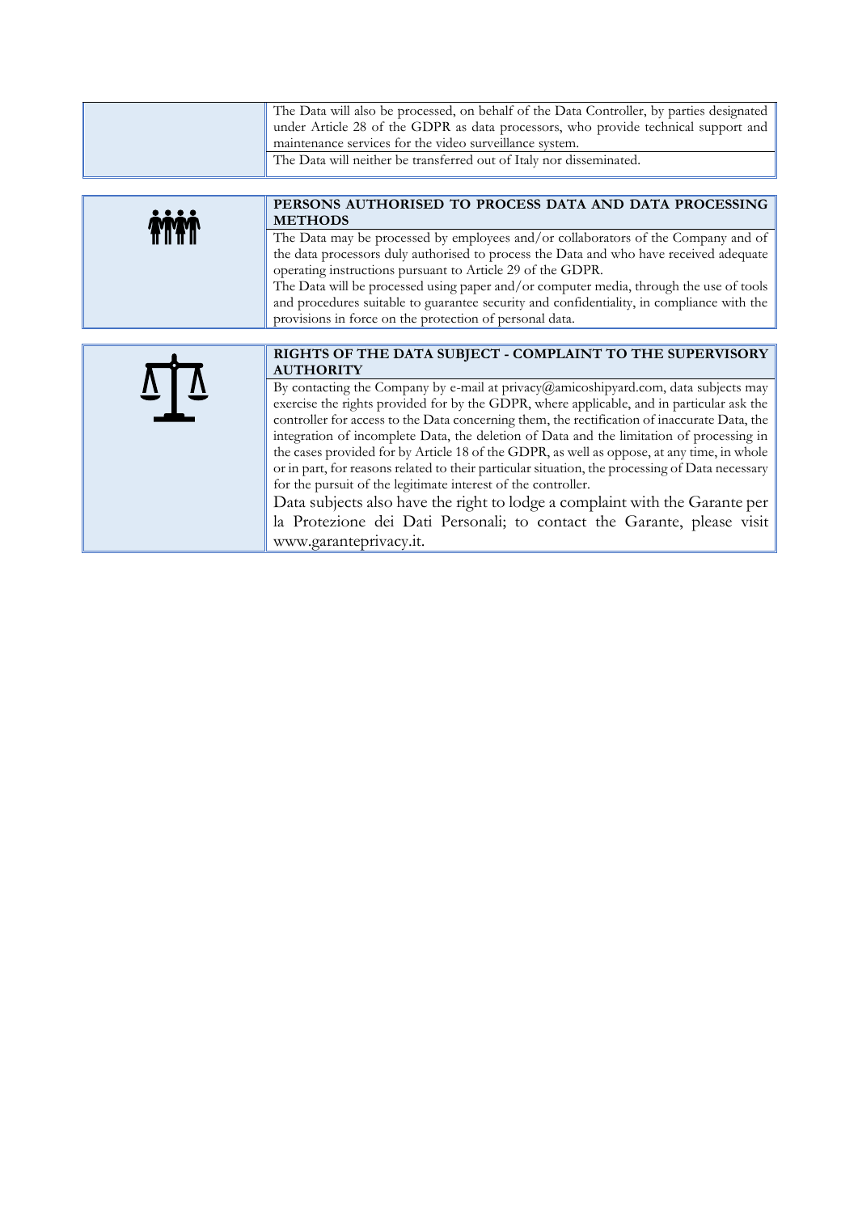The Data will also be processed, on behalf of the Data Controller, by parties designated under Article 28 of the GDPR as data processors, who provide technical support and maintenance services for the video surveillance system.

The Data will neither be transferred out of Italy nor disseminated.

**PERSONS AUTHORISED TO PROCESS DATA AND DATA PROCESSING METHODS**

The Data may be processed by employees and/or collaborators of the Company and of the data processors duly authorised to process the Data and who have received adequate operating instructions pursuant to Article 29 of the GDPR.

The Data will be processed using paper and/or computer media, through the use of tools and procedures suitable to guarantee security and confidentiality, in compliance with the provisions in force on the protection of personal data.

**RIGHTS OF THE DATA SUBJECT - COMPLAINT TO THE SUPERVISORY AUTHORITY**

By contacting the Company by e-mail at privacy@amicoshipyard.com, data subjects may exercise the rights provided for by the GDPR, where applicable, and in particular ask the controller for access to the Data concerning them, the rectification of inaccurate Data, the integration of incomplete Data, the deletion of Data and the limitation of processing in the cases provided for by Article 18 of the GDPR, as well as oppose, at any time, in whole or in part, for reasons related to their particular situation, the processing of Data necessary for the pursuit of the legitimate interest of the controller.

Data subjects also have the right to lodge a complaint with the Garante per la Protezione dei Dati Personali; to contact the Garante, please visit www.garanteprivacy.it.